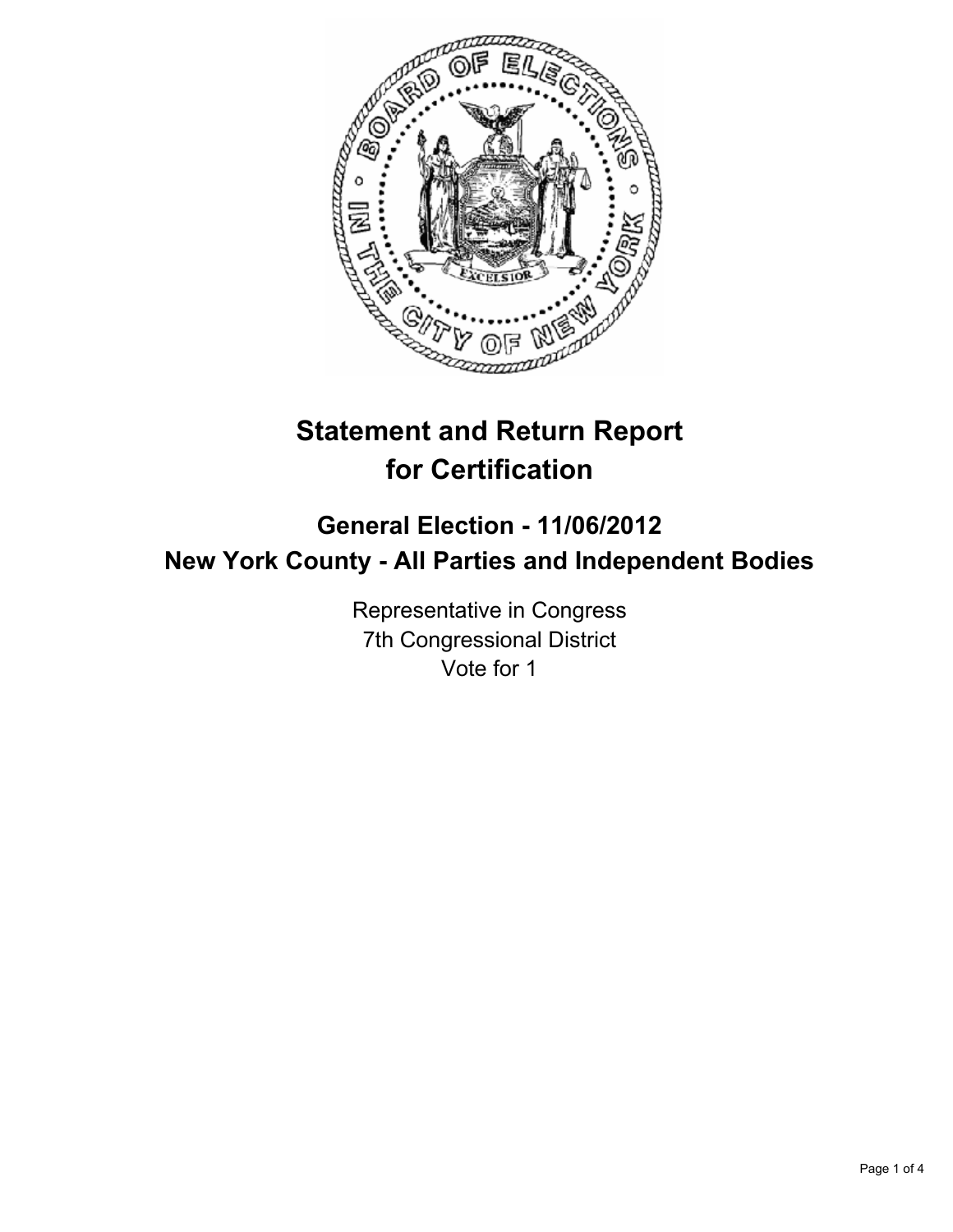# Statement and Return Report for Certification

## General Election - 11/06/2012

## New York County - All Parties and Independent Bodies

Representative in Congress
7th Congressional District
Vote for 1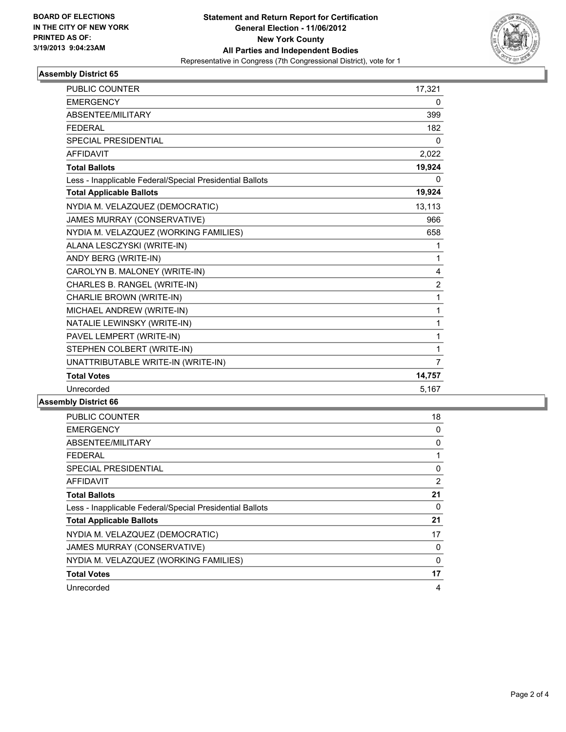BOARD OF ELECTIONS
IN THE CITY OF NEW YORK
PRINTED AS OF:
3/19/2013 9:04:23AM

**Statement and Return Report for Certification**
**General Election - 11/06/2012**
**New York County**
**All Parties and Independent Bodies**
Representative in Congress (7th Congressional District), vote for 1

### Assembly District 65

| | |
|---|---|
| PUBLIC COUNTER | 17,321 |
| EMERGENCY | 0 |
| ABSENTEE/MILITARY | 399 |
| FEDERAL | 182 |
| SPECIAL PRESIDENTIAL | 0 |
| AFFIDAVIT | 2,022 |
| **Total Ballots** | **19,924** |
| Less - Inapplicable Federal/Special Presidential Ballots | 0 |
| **Total Applicable Ballots** | **19,924** |
| NYDIA M. VELAZQUEZ (DEMOCRATIC) | 13,113 |
| JAMES MURRAY (CONSERVATIVE) | 966 |
| NYDIA M. VELAZQUEZ (WORKING FAMILIES) | 658 |
| ALANA LESCZYSKI (WRITE-IN) | 1 |
| ANDY BERG (WRITE-IN) | 1 |
| CAROLYN B. MALONEY (WRITE-IN) | 4 |
| CHARLES B. RANGEL (WRITE-IN) | 2 |
| CHARLIE BROWN (WRITE-IN) | 1 |
| MICHAEL ANDREW (WRITE-IN) | 1 |
| NATALIE LEWINSKY (WRITE-IN) | 1 |
| PAVEL LEMPERT (WRITE-IN) | 1 |
| STEPHEN COLBERT (WRITE-IN) | 1 |
| UNATTRIBUTABLE WRITE-IN (WRITE-IN) | 7 |
| **Total Votes** | **14,757** |
| Unrecorded | 5,167 |

### Assembly District 66

| | |
|---|---|
| PUBLIC COUNTER | 18 |
| EMERGENCY | 0 |
| ABSENTEE/MILITARY | 0 |
| FEDERAL | 1 |
| SPECIAL PRESIDENTIAL | 0 |
| AFFIDAVIT | 2 |
| **Total Ballots** | **21** |
| Less - Inapplicable Federal/Special Presidential Ballots | 0 |
| **Total Applicable Ballots** | **21** |
| NYDIA M. VELAZQUEZ (DEMOCRATIC) | 17 |
| JAMES MURRAY (CONSERVATIVE) | 0 |
| NYDIA M. VELAZQUEZ (WORKING FAMILIES) | 0 |
| **Total Votes** | **17** |
| Unrecorded | 4 |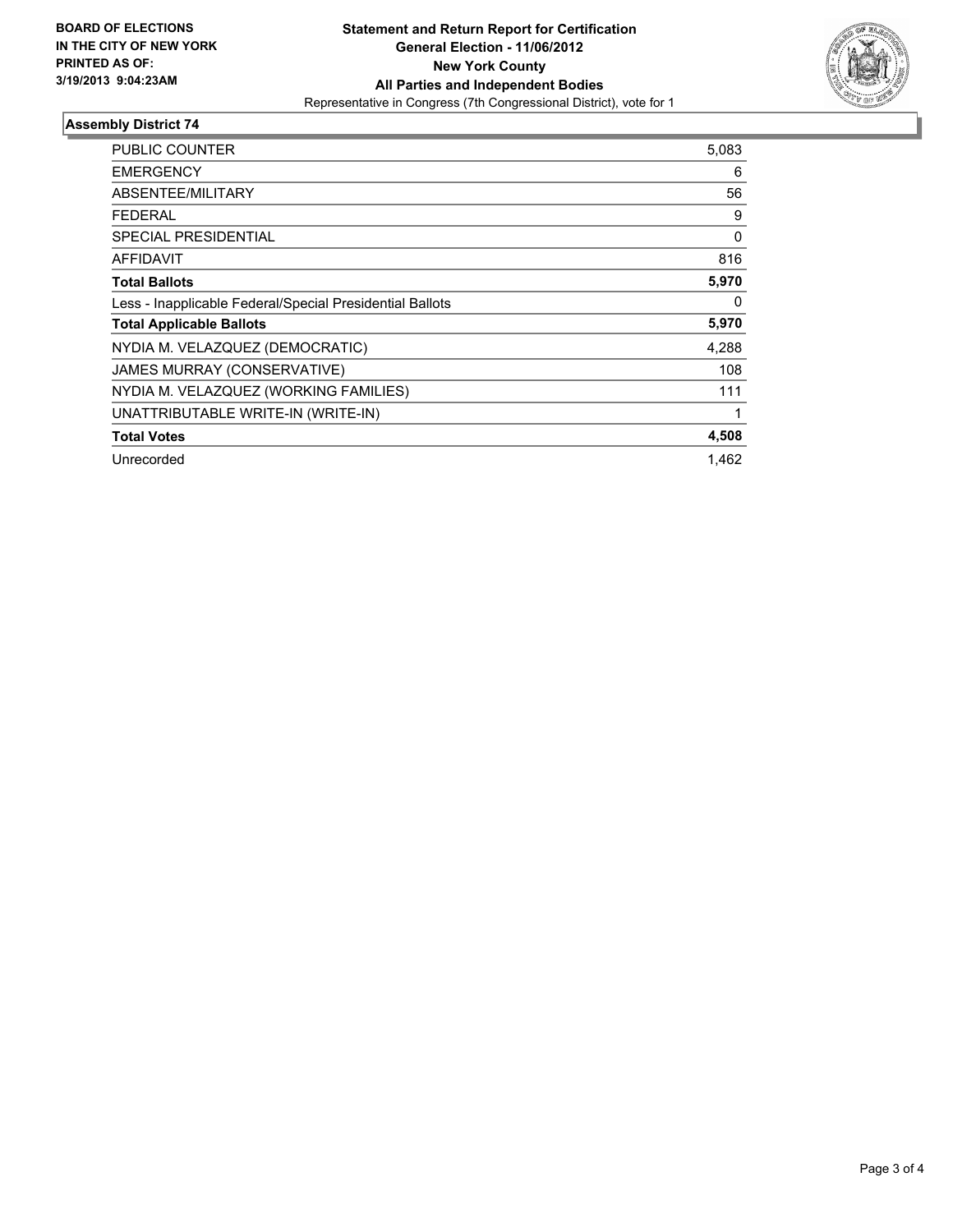**BOARD OF ELECTIONS IN THE CITY OF NEW YORK PRINTED AS OF: 3/19/2013 9:04:23AM**

**Statement and Return Report for Certification**
**General Election - 11/06/2012**
**New York County**
**All Parties and Independent Bodies**
Representative in Congress (7th Congressional District), vote for 1

## Assembly District 74

| | |
|---|---|
| PUBLIC COUNTER | 5,083 |
| EMERGENCY | 6 |
| ABSENTEE/MILITARY | 56 |
| FEDERAL | 9 |
| SPECIAL PRESIDENTIAL | 0 |
| AFFIDAVIT | 816 |
| **Total Ballots** | **5,970** |
| Less - Inapplicable Federal/Special Presidential Ballots | 0 |
| **Total Applicable Ballots** | **5,970** |
| NYDIA M. VELAZQUEZ (DEMOCRATIC) | 4,288 |
| JAMES MURRAY (CONSERVATIVE) | 108 |
| NYDIA M. VELAZQUEZ (WORKING FAMILIES) | 111 |
| UNATTRIBUTABLE WRITE-IN (WRITE-IN) | 1 |
| **Total Votes** | **4,508** |
| Unrecorded | 1,462 |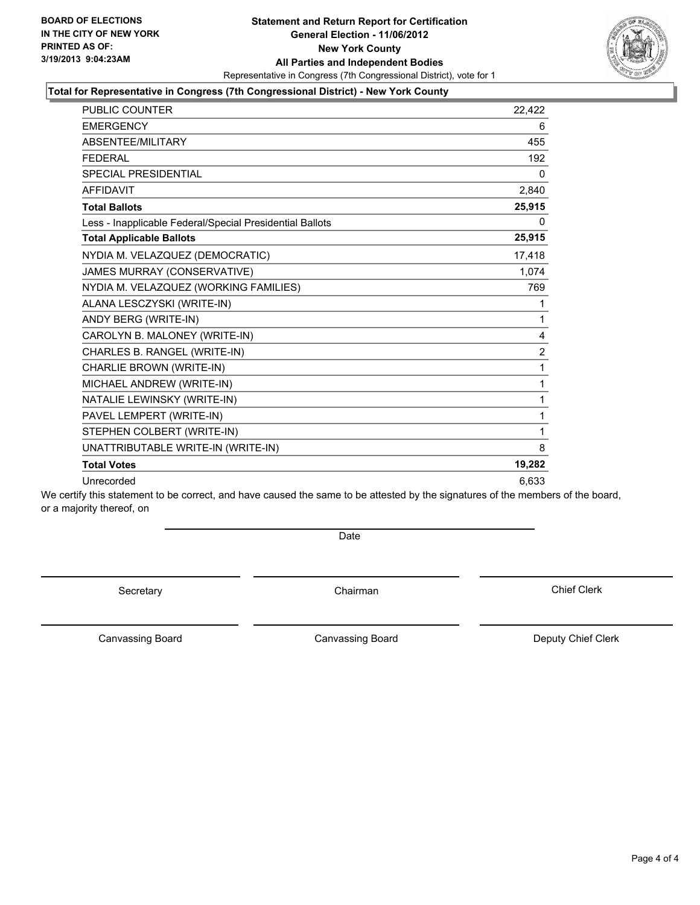**BOARD OF ELECTIONS IN THE CITY OF NEW YORK**
**PRINTED AS OF: 3/19/2013 9:04:23AM**

**Statement and Return Report for Certification**
**General Election - 11/06/2012**
**New York County**
**All Parties and Independent Bodies**
Representative in Congress (7th Congressional District), vote for 1

**Total for Representative in Congress (7th Congressional District) - New York County**

| | |
|---|---|
| PUBLIC COUNTER | 22,422 |
| EMERGENCY | 6 |
| ABSENTEE/MILITARY | 455 |
| FEDERAL | 192 |
| SPECIAL PRESIDENTIAL | 0 |
| AFFIDAVIT | 2,840 |
| **Total Ballots** | **25,915** |
| Less - Inapplicable Federal/Special Presidential Ballots | 0 |
| **Total Applicable Ballots** | **25,915** |
| NYDIA M. VELAZQUEZ (DEMOCRATIC) | 17,418 |
| JAMES MURRAY (CONSERVATIVE) | 1,074 |
| NYDIA M. VELAZQUEZ (WORKING FAMILIES) | 769 |
| ALANA LESCZYSKI (WRITE-IN) | 1 |
| ANDY BERG (WRITE-IN) | 1 |
| CAROLYN B. MALONEY (WRITE-IN) | 4 |
| CHARLES B. RANGEL (WRITE-IN) | 2 |
| CHARLIE BROWN (WRITE-IN) | 1 |
| MICHAEL ANDREW (WRITE-IN) | 1 |
| NATALIE LEWINSKY (WRITE-IN) | 1 |
| PAVEL LEMPERT (WRITE-IN) | 1 |
| STEPHEN COLBERT (WRITE-IN) | 1 |
| UNATTRIBUTABLE WRITE-IN (WRITE-IN) | 8 |
| **Total Votes** | **19,282** |
| Unrecorded | 6,633 |

We certify this statement to be correct, and have caused the same to be attested by the signatures of the members of the board, or a majority thereof, on

Date

Secretary

Chairman

Chief Clerk

Canvassing Board

Canvassing Board

Deputy Chief Clerk